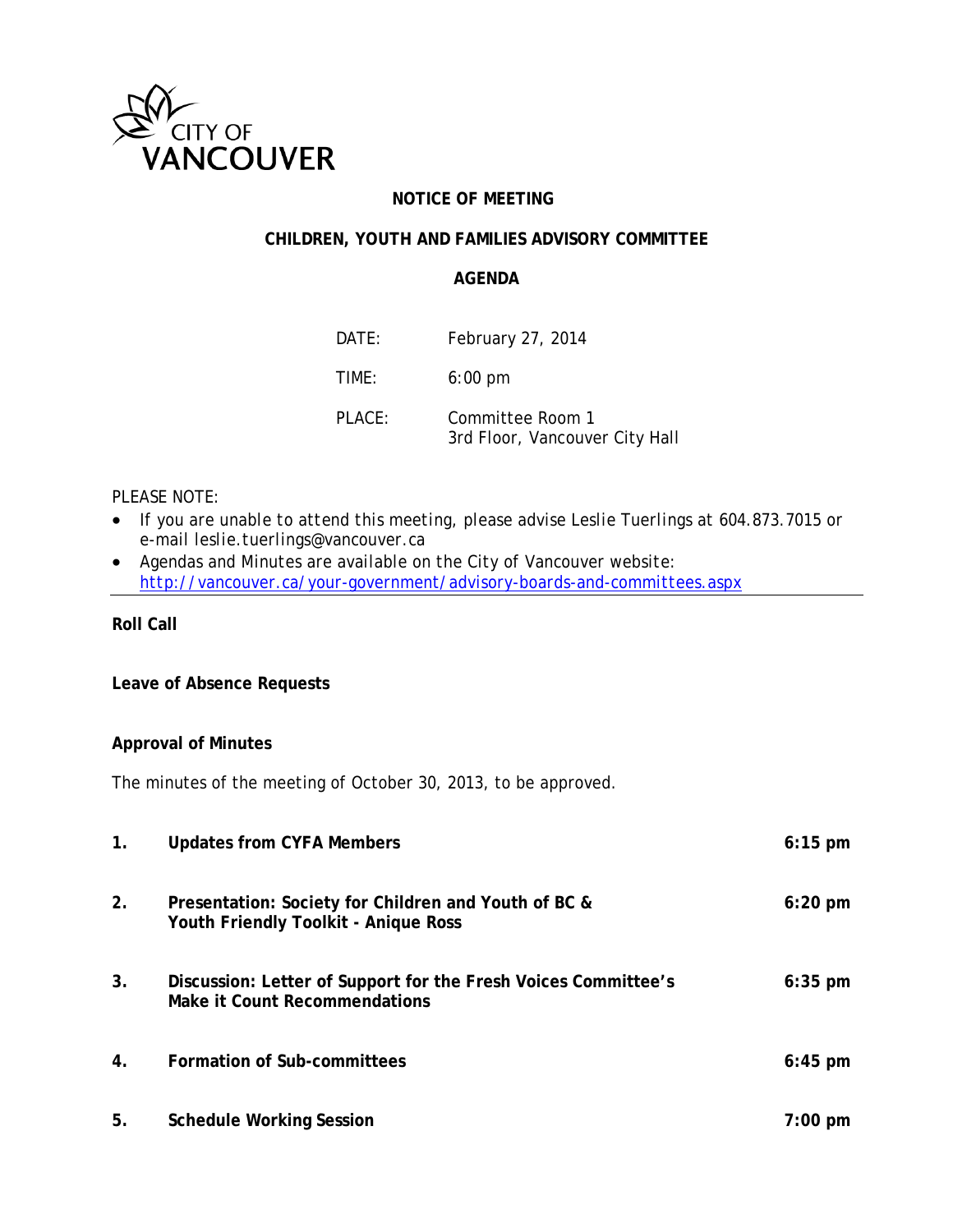CITY OF VANCOUVER

**NOTICE OF MEETING**

**CHILDREN, YOUTH AND FAMILIES ADVISORY COMMITTEE**

**AGENDA**

| | |
|---|---|
| DATE: | February 27, 2014 |
| TIME: | 6:00 pm |
| PLACE: | Committee Room 1<br>3rd Floor, Vancouver City Hall |

PLEASE NOTE:

- If you are unable to attend this meeting, please advise Leslie Tuerlings at 604.873.7015 or e-mail leslie.tuerlings@vancouver.ca
- Agendas and Minutes are available on the City of Vancouver website: http://vancouver.ca/your-government/advisory-boards-and-committees.aspx

---

**Roll Call**

**Leave of Absence Requests**

**Approval of Minutes**

The minutes of the meeting of October 30, 2013, to be approved.

| | | |
|---|---|---|
| **1.** | **Updates from CYFA Members** | **6:15 pm** |
| **2.** | **Presentation: Society for Children and Youth of BC & Youth Friendly Toolkit - Anique Ross** | **6:20 pm** |
| **3.** | **Discussion: Letter of Support for the Fresh Voices Committee's Make it Count Recommendations** | **6:35 pm** |
| **4.** | **Formation of Sub-committees** | **6:45 pm** |
| **5.** | **Schedule Working Session** | **7:00 pm** |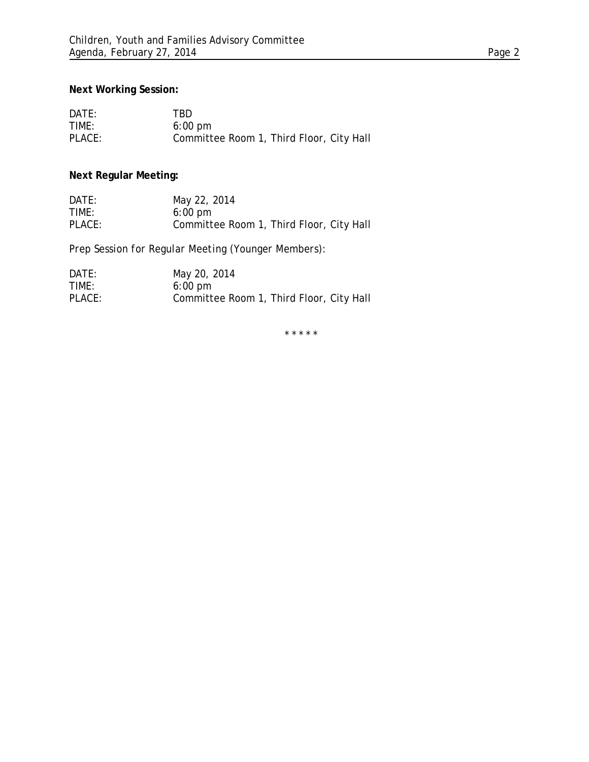**Next Working Session:**

| | |
|---|---|
| DATE: | TBD |
| TIME: | 6:00 pm |
| PLACE: | Committee Room 1, Third Floor, City Hall |

**Next Regular Meeting:**

| | |
|---|---|
| DATE: | May 22, 2014 |
| TIME: | 6:00 pm |
| PLACE: | Committee Room 1, Third Floor, City Hall |

*Prep Session for Regular Meeting (Younger Members):*

| | |
|---|---|
| DATE: | May 20, 2014 |
| TIME: | 6:00 pm |
| PLACE: | Committee Room 1, Third Floor, City Hall |

\* \* \* \* \*